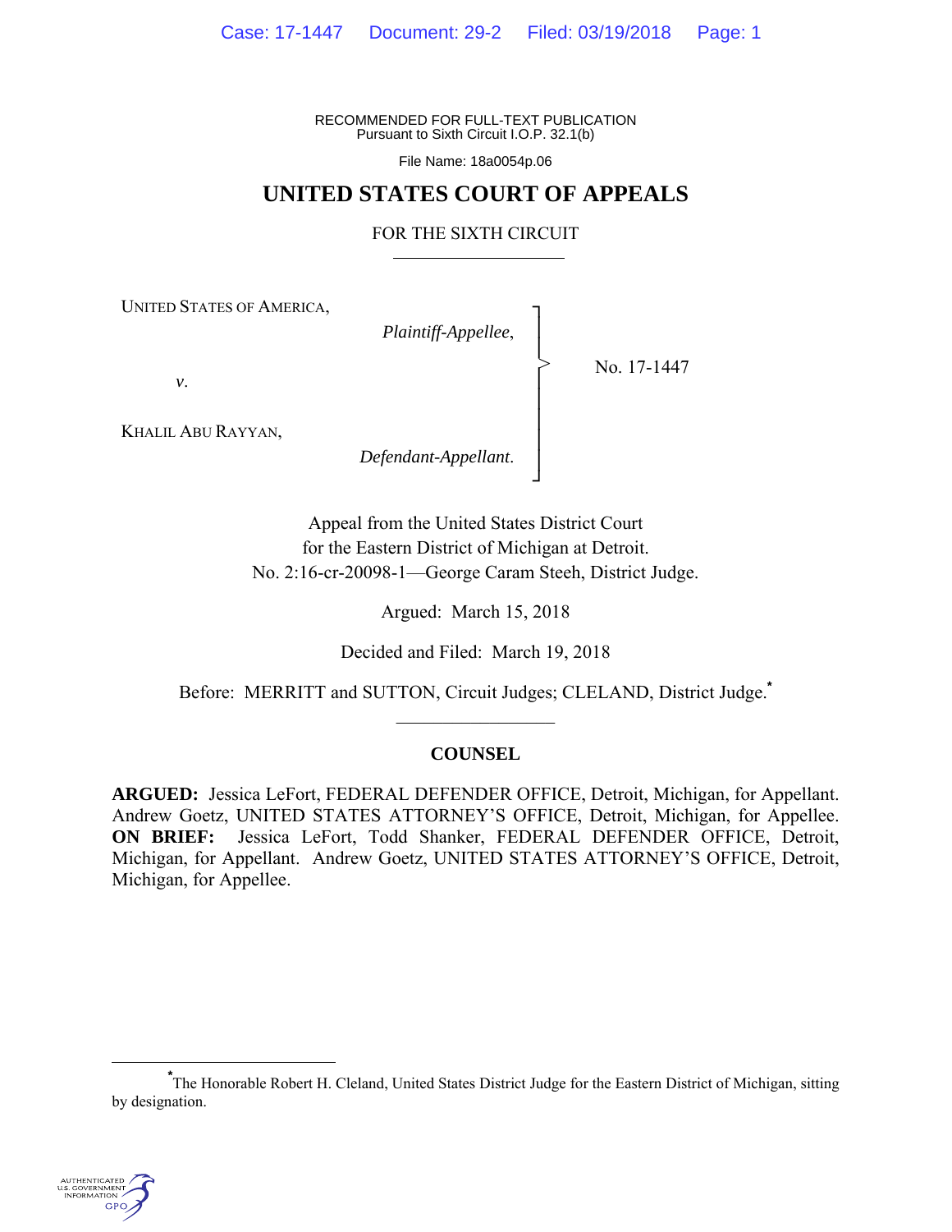RECOMMENDED FOR FULL-TEXT PUBLICATION
Pursuant to Sixth Circuit I.O.P. 32.1(b)

File Name: 18a0054p.06

# UNITED STATES COURT OF APPEALS

## FOR THE SIXTH CIRCUIT

UNITED STATES OF AMERICA,

*Plaintiff-Appellee*,

*v*.

KHALIL ABU RAYYAN,

*Defendant-Appellant*.

No. 17-1447

Appeal from the United States District Court
for the Eastern District of Michigan at Detroit.
No. 2:16-cr-20098-1—George Caram Steeh, District Judge.

Argued: March 15, 2018

Decided and Filed: March 19, 2018

Before: MERRITT and SUTTON, Circuit Judges; CLELAND, District Judge.[*]

### COUNSEL

**ARGUED:** Jessica LeFort, FEDERAL DEFENDER OFFICE, Detroit, Michigan, for Appellant. Andrew Goetz, UNITED STATES ATTORNEY'S OFFICE, Detroit, Michigan, for Appellee. **ON BRIEF:** Jessica LeFort, Todd Shanker, FEDERAL DEFENDER OFFICE, Detroit, Michigan, for Appellant. Andrew Goetz, UNITED STATES ATTORNEY'S OFFICE, Detroit, Michigan, for Appellee.

[*]The Honorable Robert H. Cleland, United States District Judge for the Eastern District of Michigan, sitting by designation.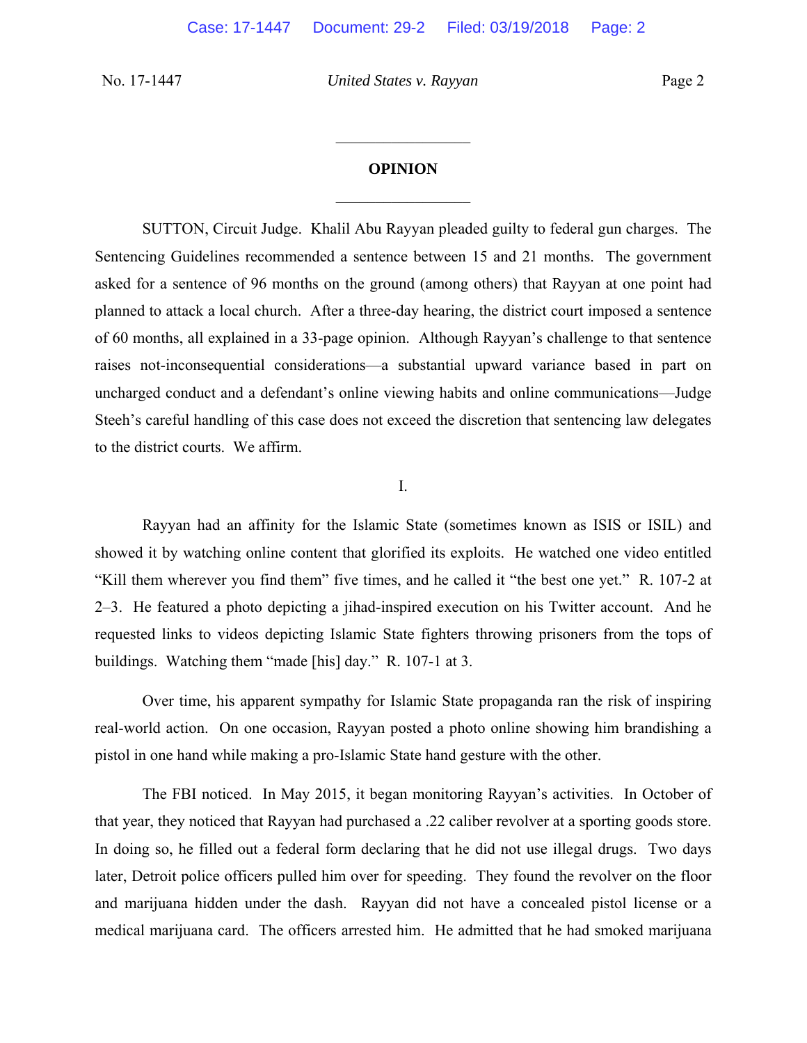## OPINION

SUTTON, Circuit Judge. Khalil Abu Rayyan pleaded guilty to federal gun charges. The Sentencing Guidelines recommended a sentence between 15 and 21 months. The government asked for a sentence of 96 months on the ground (among others) that Rayyan at one point had planned to attack a local church. After a three-day hearing, the district court imposed a sentence of 60 months, all explained in a 33-page opinion. Although Rayyan's challenge to that sentence raises not-inconsequential considerations—a substantial upward variance based in part on uncharged conduct and a defendant's online viewing habits and online communications—Judge Steeh's careful handling of this case does not exceed the discretion that sentencing law delegates to the district courts. We affirm.

I.

Rayyan had an affinity for the Islamic State (sometimes known as ISIS or ISIL) and showed it by watching online content that glorified its exploits. He watched one video entitled "Kill them wherever you find them" five times, and he called it "the best one yet." R. 107-2 at 2–3. He featured a photo depicting a jihad-inspired execution on his Twitter account. And he requested links to videos depicting Islamic State fighters throwing prisoners from the tops of buildings. Watching them "made [his] day." R. 107-1 at 3.

Over time, his apparent sympathy for Islamic State propaganda ran the risk of inspiring real-world action. On one occasion, Rayyan posted a photo online showing him brandishing a pistol in one hand while making a pro-Islamic State hand gesture with the other.

The FBI noticed. In May 2015, it began monitoring Rayyan's activities. In October of that year, they noticed that Rayyan had purchased a .22 caliber revolver at a sporting goods store. In doing so, he filled out a federal form declaring that he did not use illegal drugs. Two days later, Detroit police officers pulled him over for speeding. They found the revolver on the floor and marijuana hidden under the dash. Rayyan did not have a concealed pistol license or a medical marijuana card. The officers arrested him. He admitted that he had smoked marijuana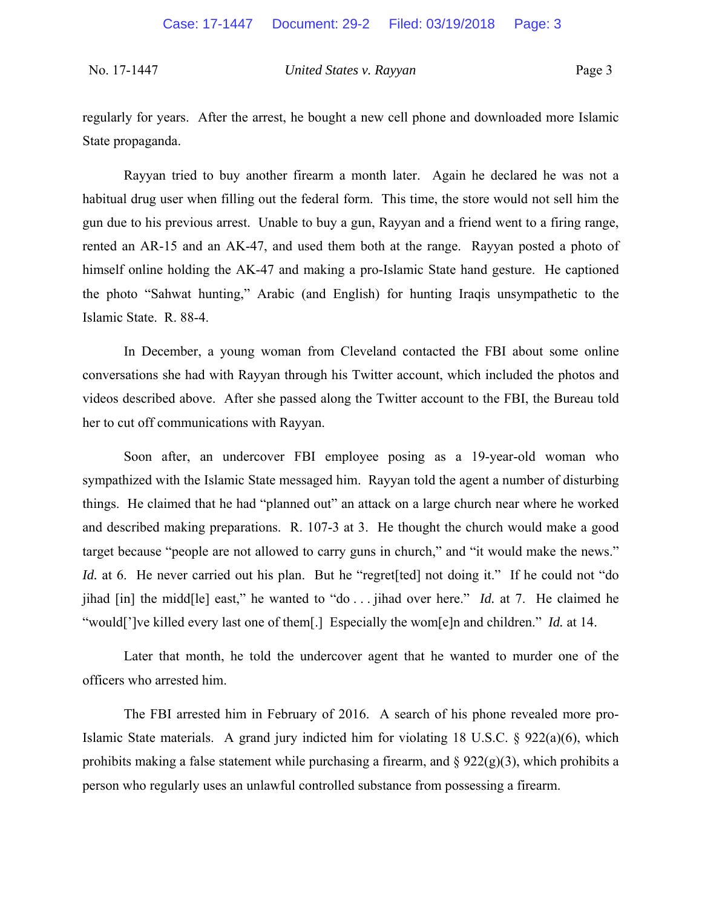regularly for years. After the arrest, he bought a new cell phone and downloaded more Islamic State propaganda.

Rayyan tried to buy another firearm a month later. Again he declared he was not a habitual drug user when filling out the federal form. This time, the store would not sell him the gun due to his previous arrest. Unable to buy a gun, Rayyan and a friend went to a firing range, rented an AR-15 and an AK-47, and used them both at the range. Rayyan posted a photo of himself online holding the AK-47 and making a pro-Islamic State hand gesture. He captioned the photo "Sahwat hunting," Arabic (and English) for hunting Iraqis unsympathetic to the Islamic State. R. 88-4.

In December, a young woman from Cleveland contacted the FBI about some online conversations she had with Rayyan through his Twitter account, which included the photos and videos described above. After she passed along the Twitter account to the FBI, the Bureau told her to cut off communications with Rayyan.

Soon after, an undercover FBI employee posing as a 19-year-old woman who sympathized with the Islamic State messaged him. Rayyan told the agent a number of disturbing things. He claimed that he had "planned out" an attack on a large church near where he worked and described making preparations. R. 107-3 at 3. He thought the church would make a good target because "people are not allowed to carry guns in church," and "it would make the news." *Id.* at 6. He never carried out his plan. But he "regret[ted] not doing it." If he could not "do jihad [in] the midd[le] east," he wanted to "do . . . jihad over here." *Id.* at 7. He claimed he "would[']ve killed every last one of them[.] Especially the wom[e]n and children." *Id.* at 14.

Later that month, he told the undercover agent that he wanted to murder one of the officers who arrested him.

The FBI arrested him in February of 2016. A search of his phone revealed more pro-Islamic State materials. A grand jury indicted him for violating 18 U.S.C. § 922(a)(6), which prohibits making a false statement while purchasing a firearm, and § 922(g)(3), which prohibits a person who regularly uses an unlawful controlled substance from possessing a firearm.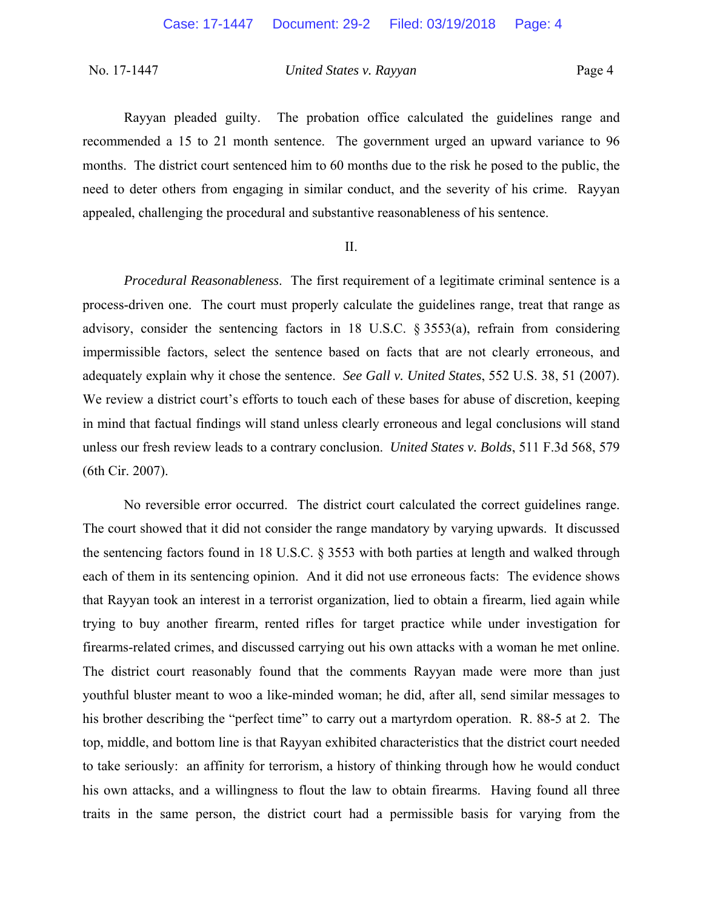Rayyan pleaded guilty. The probation office calculated the guidelines range and recommended a 15 to 21 month sentence. The government urged an upward variance to 96 months. The district court sentenced him to 60 months due to the risk he posed to the public, the need to deter others from engaging in similar conduct, and the severity of his crime. Rayyan appealed, challenging the procedural and substantive reasonableness of his sentence.

II.

*Procedural Reasonableness*. The first requirement of a legitimate criminal sentence is a process-driven one. The court must properly calculate the guidelines range, treat that range as advisory, consider the sentencing factors in 18 U.S.C. § 3553(a), refrain from considering impermissible factors, select the sentence based on facts that are not clearly erroneous, and adequately explain why it chose the sentence. *See Gall v. United States*, 552 U.S. 38, 51 (2007). We review a district court's efforts to touch each of these bases for abuse of discretion, keeping in mind that factual findings will stand unless clearly erroneous and legal conclusions will stand unless our fresh review leads to a contrary conclusion. *United States v. Bolds*, 511 F.3d 568, 579 (6th Cir. 2007).

No reversible error occurred. The district court calculated the correct guidelines range. The court showed that it did not consider the range mandatory by varying upwards. It discussed the sentencing factors found in 18 U.S.C. § 3553 with both parties at length and walked through each of them in its sentencing opinion. And it did not use erroneous facts: The evidence shows that Rayyan took an interest in a terrorist organization, lied to obtain a firearm, lied again while trying to buy another firearm, rented rifles for target practice while under investigation for firearms-related crimes, and discussed carrying out his own attacks with a woman he met online. The district court reasonably found that the comments Rayyan made were more than just youthful bluster meant to woo a like-minded woman; he did, after all, send similar messages to his brother describing the "perfect time" to carry out a martyrdom operation. R. 88-5 at 2. The top, middle, and bottom line is that Rayyan exhibited characteristics that the district court needed to take seriously: an affinity for terrorism, a history of thinking through how he would conduct his own attacks, and a willingness to flout the law to obtain firearms. Having found all three traits in the same person, the district court had a permissible basis for varying from the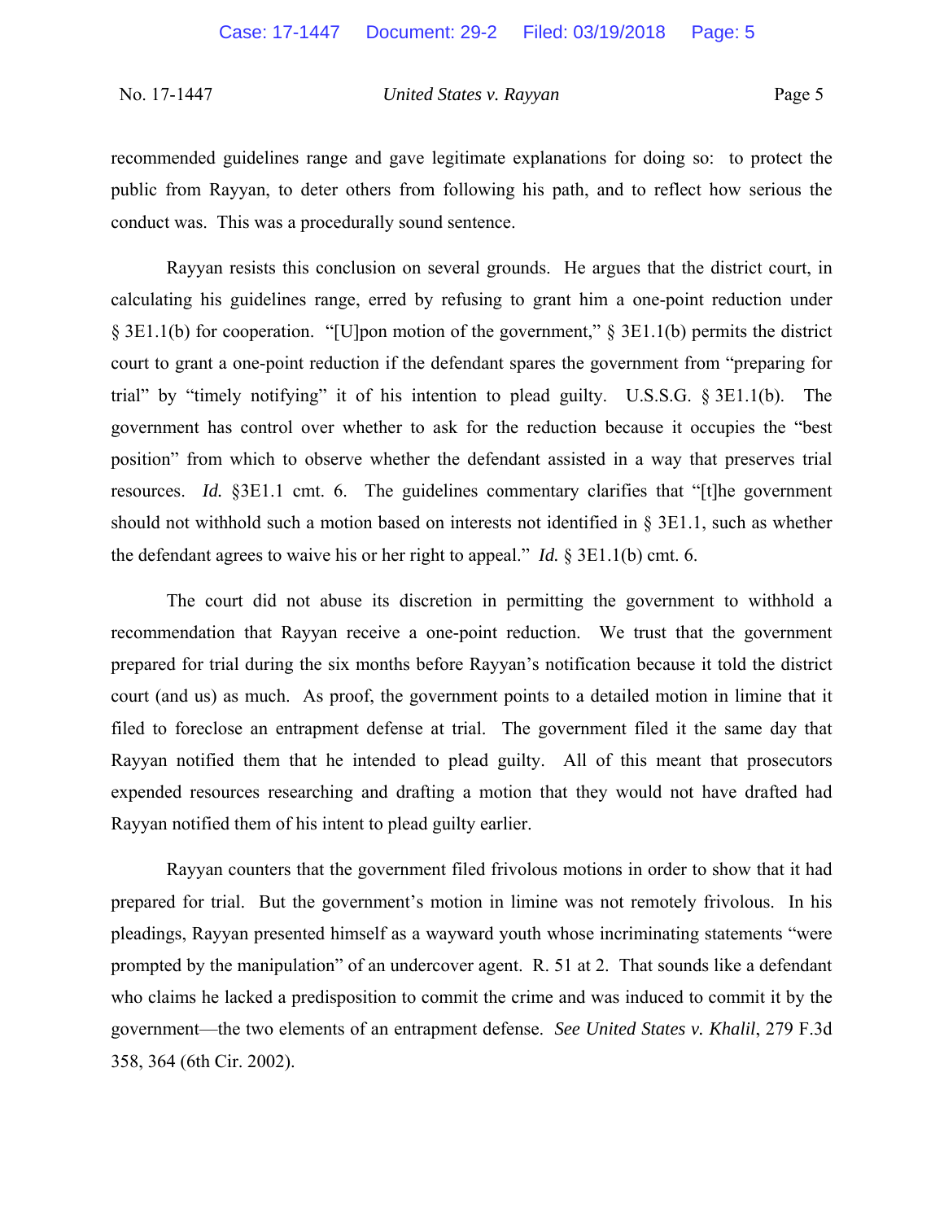recommended guidelines range and gave legitimate explanations for doing so: to protect the public from Rayyan, to deter others from following his path, and to reflect how serious the conduct was. This was a procedurally sound sentence.

Rayyan resists this conclusion on several grounds. He argues that the district court, in calculating his guidelines range, erred by refusing to grant him a one-point reduction under § 3E1.1(b) for cooperation. "[U]pon motion of the government," § 3E1.1(b) permits the district court to grant a one-point reduction if the defendant spares the government from "preparing for trial" by "timely notifying" it of his intention to plead guilty. U.S.S.G. § 3E1.1(b). The government has control over whether to ask for the reduction because it occupies the "best position" from which to observe whether the defendant assisted in a way that preserves trial resources. *Id.* §3E1.1 cmt. 6. The guidelines commentary clarifies that "[t]he government should not withhold such a motion based on interests not identified in § 3E1.1, such as whether the defendant agrees to waive his or her right to appeal." *Id.* § 3E1.1(b) cmt. 6.

The court did not abuse its discretion in permitting the government to withhold a recommendation that Rayyan receive a one-point reduction. We trust that the government prepared for trial during the six months before Rayyan's notification because it told the district court (and us) as much. As proof, the government points to a detailed motion in limine that it filed to foreclose an entrapment defense at trial. The government filed it the same day that Rayyan notified them that he intended to plead guilty. All of this meant that prosecutors expended resources researching and drafting a motion that they would not have drafted had Rayyan notified them of his intent to plead guilty earlier.

Rayyan counters that the government filed frivolous motions in order to show that it had prepared for trial. But the government's motion in limine was not remotely frivolous. In his pleadings, Rayyan presented himself as a wayward youth whose incriminating statements "were prompted by the manipulation" of an undercover agent. R. 51 at 2. That sounds like a defendant who claims he lacked a predisposition to commit the crime and was induced to commit it by the government—the two elements of an entrapment defense. *See United States v. Khalil*, 279 F.3d 358, 364 (6th Cir. 2002).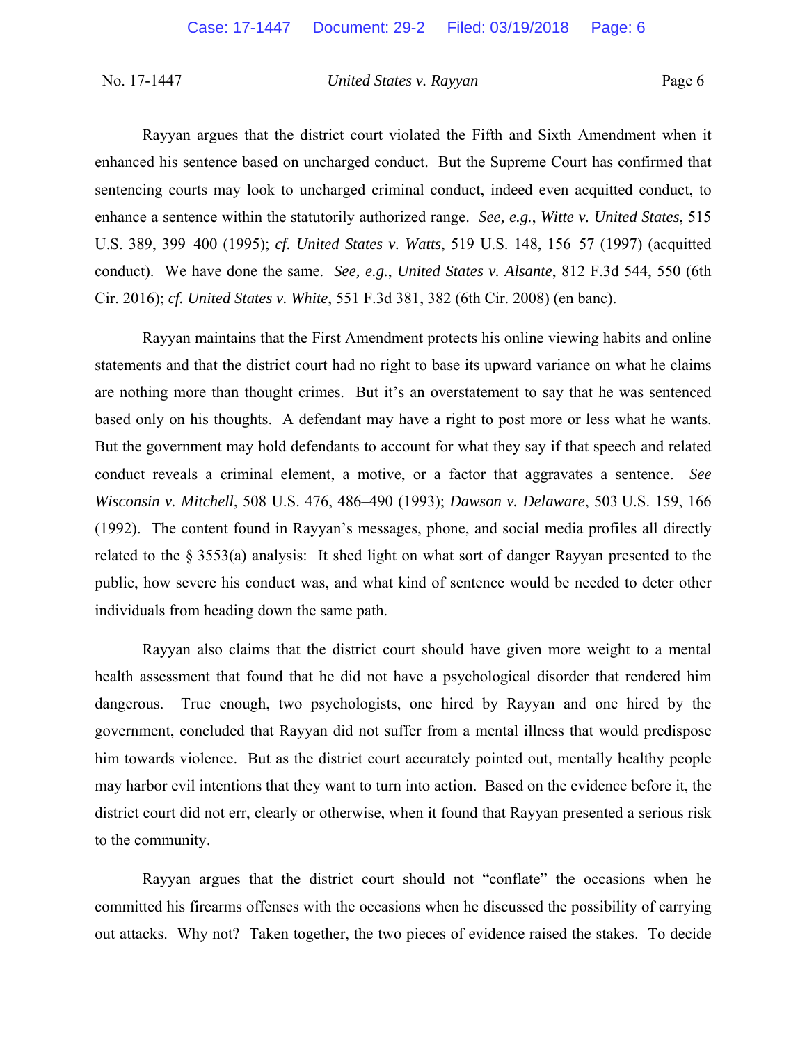Rayyan argues that the district court violated the Fifth and Sixth Amendment when it enhanced his sentence based on uncharged conduct. But the Supreme Court has confirmed that sentencing courts may look to uncharged criminal conduct, indeed even acquitted conduct, to enhance a sentence within the statutorily authorized range. *See, e.g.*, *Witte v. United States*, 515 U.S. 389, 399–400 (1995); *cf. United States v. Watts*, 519 U.S. 148, 156–57 (1997) (acquitted conduct). We have done the same. *See, e.g.*, *United States v. Alsante*, 812 F.3d 544, 550 (6th Cir. 2016); *cf. United States v. White*, 551 F.3d 381, 382 (6th Cir. 2008) (en banc).

Rayyan maintains that the First Amendment protects his online viewing habits and online statements and that the district court had no right to base its upward variance on what he claims are nothing more than thought crimes. But it's an overstatement to say that he was sentenced based only on his thoughts. A defendant may have a right to post more or less what he wants. But the government may hold defendants to account for what they say if that speech and related conduct reveals a criminal element, a motive, or a factor that aggravates a sentence. *See Wisconsin v. Mitchell*, 508 U.S. 476, 486–490 (1993); *Dawson v. Delaware*, 503 U.S. 159, 166 (1992). The content found in Rayyan's messages, phone, and social media profiles all directly related to the § 3553(a) analysis: It shed light on what sort of danger Rayyan presented to the public, how severe his conduct was, and what kind of sentence would be needed to deter other individuals from heading down the same path.

Rayyan also claims that the district court should have given more weight to a mental health assessment that found that he did not have a psychological disorder that rendered him dangerous. True enough, two psychologists, one hired by Rayyan and one hired by the government, concluded that Rayyan did not suffer from a mental illness that would predispose him towards violence. But as the district court accurately pointed out, mentally healthy people may harbor evil intentions that they want to turn into action. Based on the evidence before it, the district court did not err, clearly or otherwise, when it found that Rayyan presented a serious risk to the community.

Rayyan argues that the district court should not "conflate" the occasions when he committed his firearms offenses with the occasions when he discussed the possibility of carrying out attacks. Why not? Taken together, the two pieces of evidence raised the stakes. To decide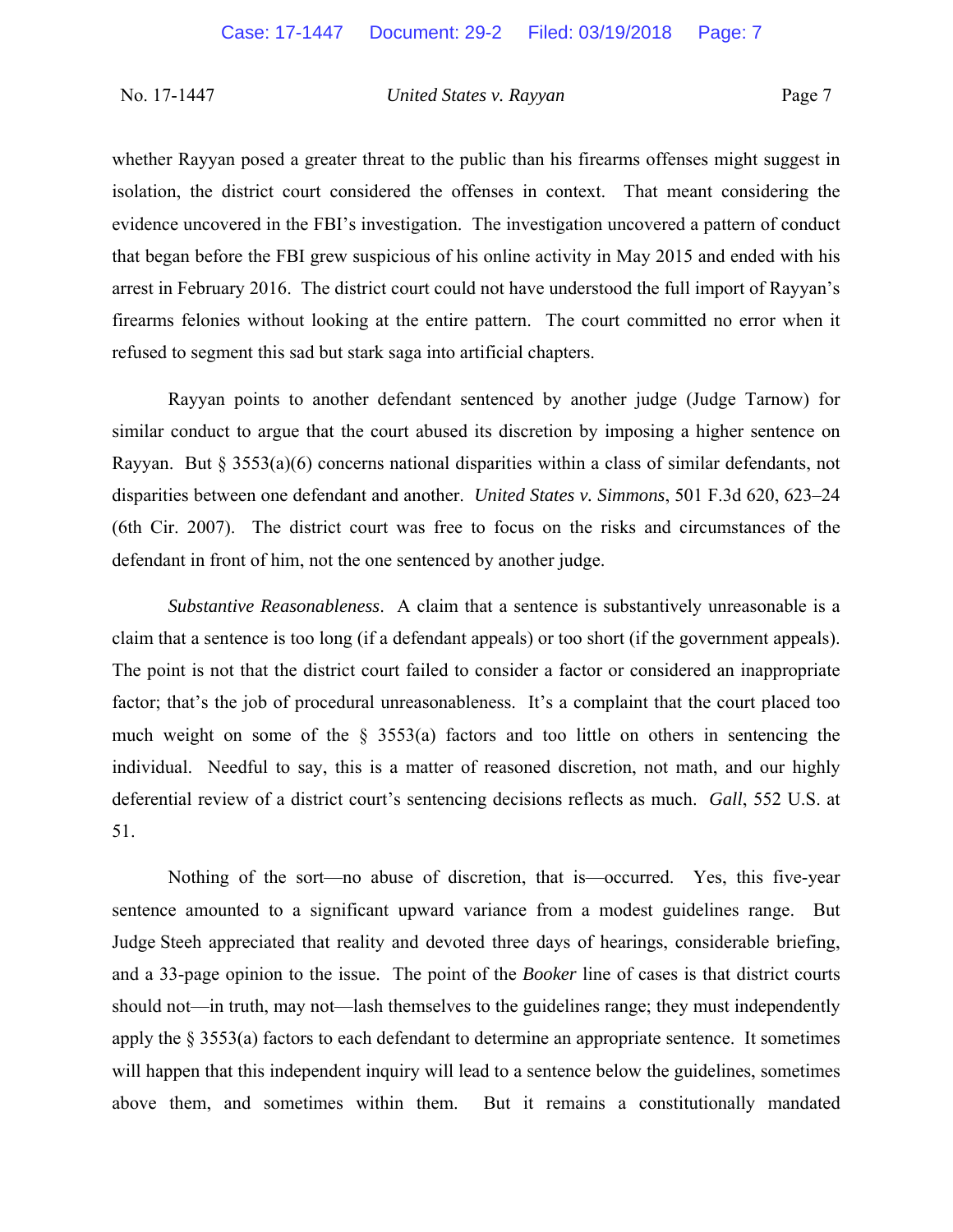whether Rayyan posed a greater threat to the public than his firearms offenses might suggest in isolation, the district court considered the offenses in context. That meant considering the evidence uncovered in the FBI's investigation. The investigation uncovered a pattern of conduct that began before the FBI grew suspicious of his online activity in May 2015 and ended with his arrest in February 2016. The district court could not have understood the full import of Rayyan's firearms felonies without looking at the entire pattern. The court committed no error when it refused to segment this sad but stark saga into artificial chapters.

Rayyan points to another defendant sentenced by another judge (Judge Tarnow) for similar conduct to argue that the court abused its discretion by imposing a higher sentence on Rayyan. But § 3553(a)(6) concerns national disparities within a class of similar defendants, not disparities between one defendant and another. *United States v. Simmons*, 501 F.3d 620, 623–24 (6th Cir. 2007). The district court was free to focus on the risks and circumstances of the defendant in front of him, not the one sentenced by another judge.

*Substantive Reasonableness*. A claim that a sentence is substantively unreasonable is a claim that a sentence is too long (if a defendant appeals) or too short (if the government appeals). The point is not that the district court failed to consider a factor or considered an inappropriate factor; that's the job of procedural unreasonableness. It's a complaint that the court placed too much weight on some of the § 3553(a) factors and too little on others in sentencing the individual. Needful to say, this is a matter of reasoned discretion, not math, and our highly deferential review of a district court's sentencing decisions reflects as much. *Gall*, 552 U.S. at 51.

Nothing of the sort—no abuse of discretion, that is—occurred. Yes, this five-year sentence amounted to a significant upward variance from a modest guidelines range. But Judge Steeh appreciated that reality and devoted three days of hearings, considerable briefing, and a 33-page opinion to the issue. The point of the *Booker* line of cases is that district courts should not—in truth, may not—lash themselves to the guidelines range; they must independently apply the § 3553(a) factors to each defendant to determine an appropriate sentence. It sometimes will happen that this independent inquiry will lead to a sentence below the guidelines, sometimes above them, and sometimes within them. But it remains a constitutionally mandated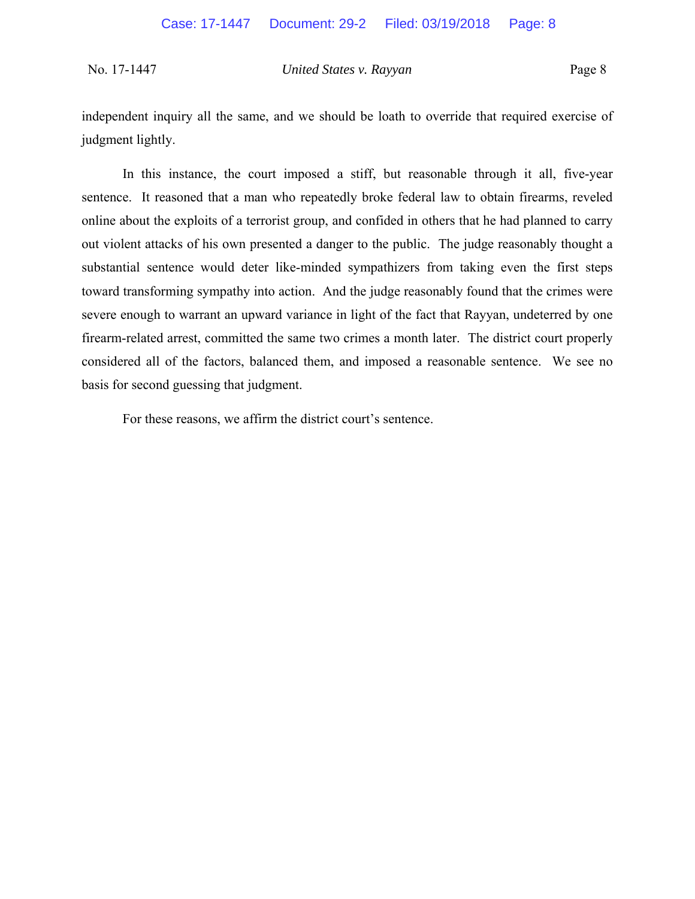independent inquiry all the same, and we should be loath to override that required exercise of judgment lightly.

In this instance, the court imposed a stiff, but reasonable through it all, five-year sentence. It reasoned that a man who repeatedly broke federal law to obtain firearms, reveled online about the exploits of a terrorist group, and confided in others that he had planned to carry out violent attacks of his own presented a danger to the public. The judge reasonably thought a substantial sentence would deter like-minded sympathizers from taking even the first steps toward transforming sympathy into action. And the judge reasonably found that the crimes were severe enough to warrant an upward variance in light of the fact that Rayyan, undeterred by one firearm-related arrest, committed the same two crimes a month later. The district court properly considered all of the factors, balanced them, and imposed a reasonable sentence. We see no basis for second guessing that judgment.

For these reasons, we affirm the district court's sentence.